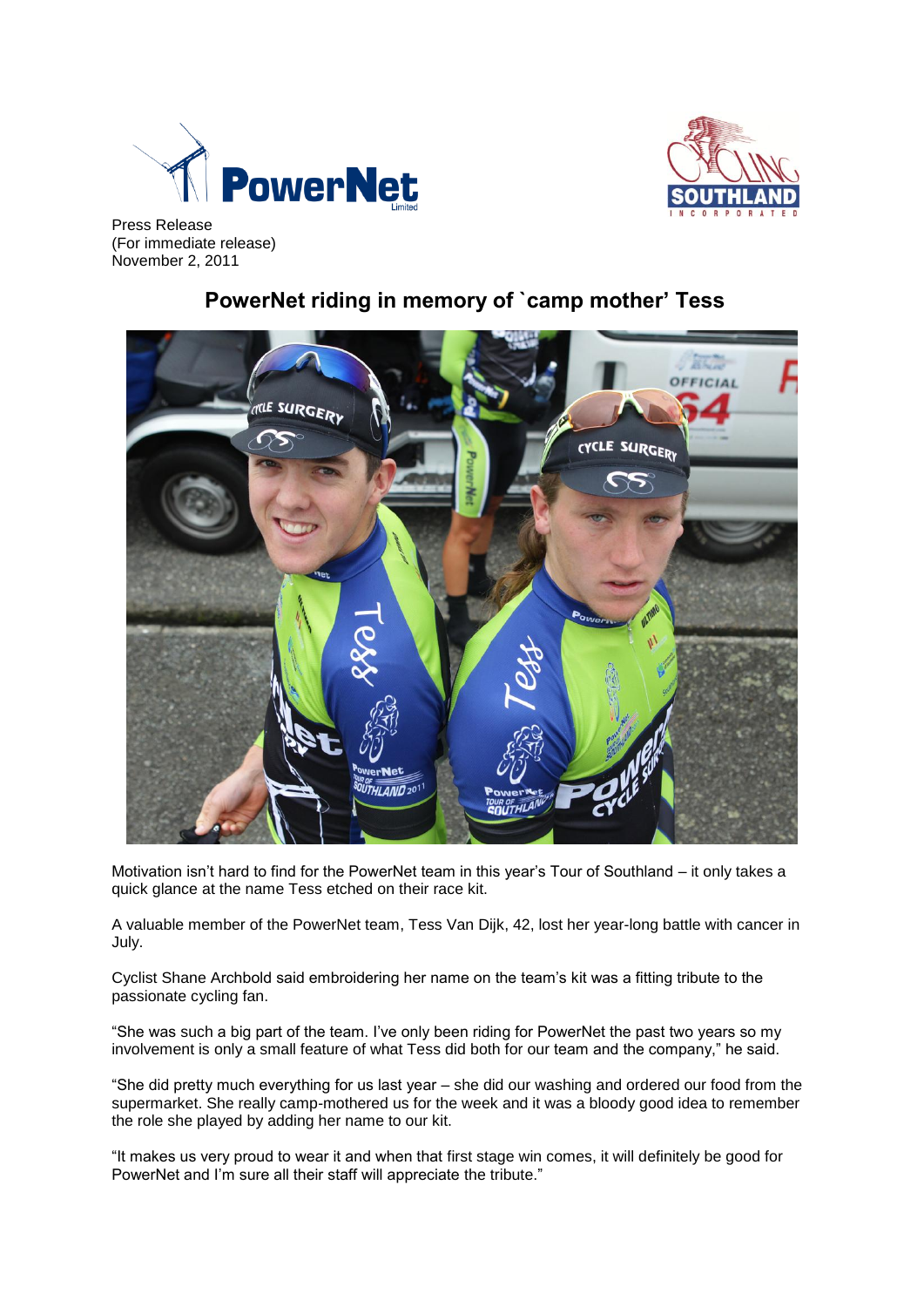Press Release
(For immediate release)
November 2, 2011

# PowerNet riding in memory of `camp mother' Tess

Motivation isn't hard to find for the PowerNet team in this year's Tour of Southland – it only takes a quick glance at the name Tess etched on their race kit.

A valuable member of the PowerNet team, Tess Van Dijk, 42, lost her year-long battle with cancer in July.

Cyclist Shane Archbold said embroidering her name on the team's kit was a fitting tribute to the passionate cycling fan.

"She was such a big part of the team. I've only been riding for PowerNet the past two years so my involvement is only a small feature of what Tess did both for our team and the company," he said.

"She did pretty much everything for us last year – she did our washing and ordered our food from the supermarket. She really camp-mothered us for the week and it was a bloody good idea to remember the role she played by adding her name to our kit.

"It makes us very proud to wear it and when that first stage win comes, it will definitely be good for PowerNet and I'm sure all their staff will appreciate the tribute."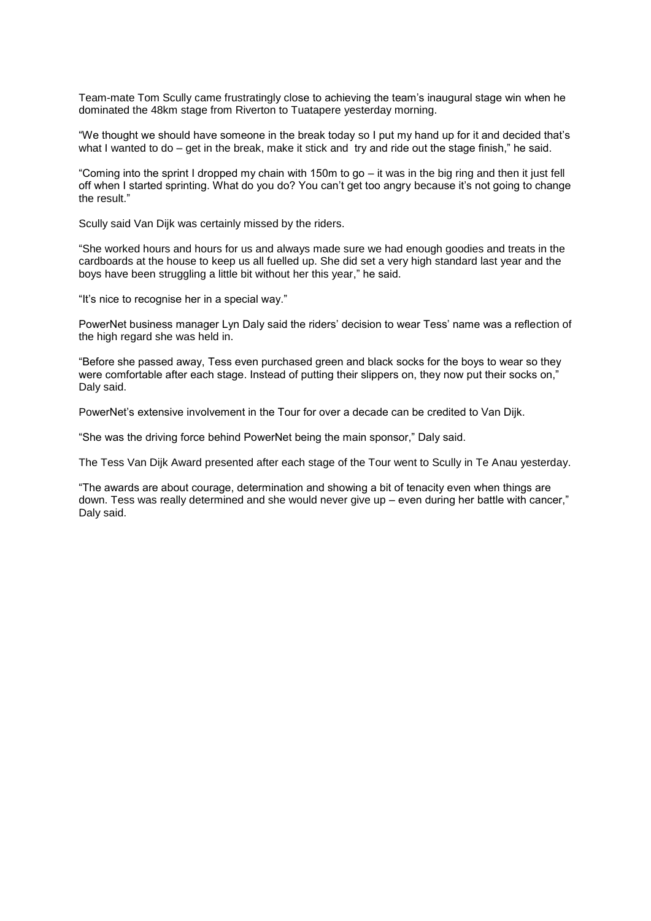Team-mate Tom Scully came frustratingly close to achieving the team's inaugural stage win when he dominated the 48km stage from Riverton to Tuatapere yesterday morning.

"We thought we should have someone in the break today so I put my hand up for it and decided that's what I wanted to do – get in the break, make it stick and  try and ride out the stage finish," he said.

"Coming into the sprint I dropped my chain with 150m to go – it was in the big ring and then it just fell off when I started sprinting. What do you do? You can't get too angry because it's not going to change the result."

Scully said Van Dijk was certainly missed by the riders.

"She worked hours and hours for us and always made sure we had enough goodies and treats in the cardboards at the house to keep us all fuelled up. She did set a very high standard last year and the boys have been struggling a little bit without her this year," he said.

"It's nice to recognise her in a special way."

PowerNet business manager Lyn Daly said the riders' decision to wear Tess' name was a reflection of the high regard she was held in.

"Before she passed away, Tess even purchased green and black socks for the boys to wear so they were comfortable after each stage. Instead of putting their slippers on, they now put their socks on," Daly said.

PowerNet's extensive involvement in the Tour for over a decade can be credited to Van Dijk.

"She was the driving force behind PowerNet being the main sponsor," Daly said.

The Tess Van Dijk Award presented after each stage of the Tour went to Scully in Te Anau yesterday.

"The awards are about courage, determination and showing a bit of tenacity even when things are down. Tess was really determined and she would never give up – even during her battle with cancer," Daly said.